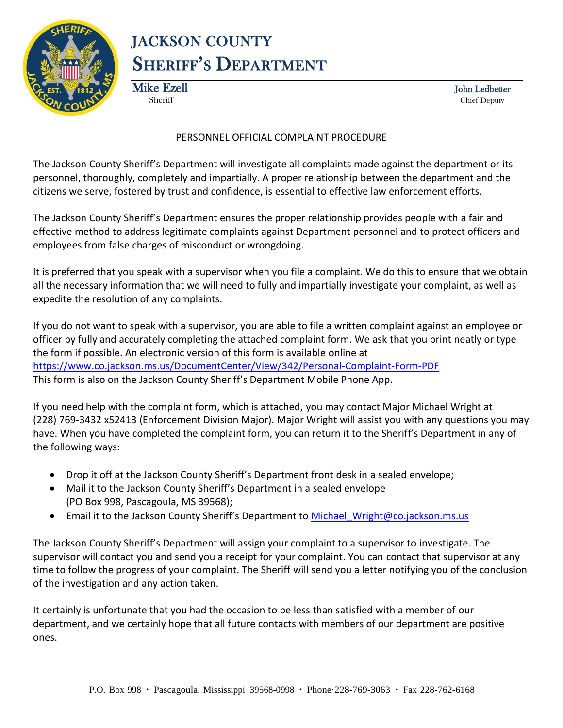# JACKSON COUNTY SHERIFF'S DEPARTMENT

**Mike Ezell**
Sheriff

**John Ledbetter**
Chief Deputy

## PERSONNEL OFFICIAL COMPLAINT PROCEDURE

The Jackson County Sheriff's Department will investigate all complaints made against the department or its personnel, thoroughly, completely and impartially. A proper relationship between the department and the citizens we serve, fostered by trust and confidence, is essential to effective law enforcement efforts.

The Jackson County Sheriff's Department ensures the proper relationship provides people with a fair and effective method to address legitimate complaints against Department personnel and to protect officers and employees from false charges of misconduct or wrongdoing.

It is preferred that you speak with a supervisor when you file a complaint. We do this to ensure that we obtain all the necessary information that we will need to fully and impartially investigate your complaint, as well as expedite the resolution of any complaints.

If you do not want to speak with a supervisor, you are able to file a written complaint against an employee or officer by fully and accurately completing the attached complaint form. We ask that you print neatly or type the form if possible. An electronic version of this form is available online at
https://www.co.jackson.ms.us/DocumentCenter/View/342/Personal-Complaint-Form-PDF
This form is also on the Jackson County Sheriff's Department Mobile Phone App.

If you need help with the complaint form, which is attached, you may contact Major Michael Wright at (228) 769-3432 x52413 (Enforcement Division Major). Major Wright will assist you with any questions you may have. When you have completed the complaint form, you can return it to the Sheriff's Department in any of the following ways:

- Drop it off at the Jackson County Sheriff's Department front desk in a sealed envelope;
- Mail it to the Jackson County Sheriff's Department in a sealed envelope (PO Box 998, Pascagoula, MS 39568);
- Email it to the Jackson County Sheriff's Department to Michael_Wright@co.jackson.ms.us

The Jackson County Sheriff's Department will assign your complaint to a supervisor to investigate. The supervisor will contact you and send you a receipt for your complaint. You can contact that supervisor at any time to follow the progress of your complaint. The Sheriff will send you a letter notifying you of the conclusion of the investigation and any action taken.

It certainly is unfortunate that you had the occasion to be less than satisfied with a member of our department, and we certainly hope that all future contacts with members of our department are positive ones.

P.O. Box 998 • Pascagoula, Mississippi 39568-0998 • Phone·228-769-3063 • Fax 228-762-6168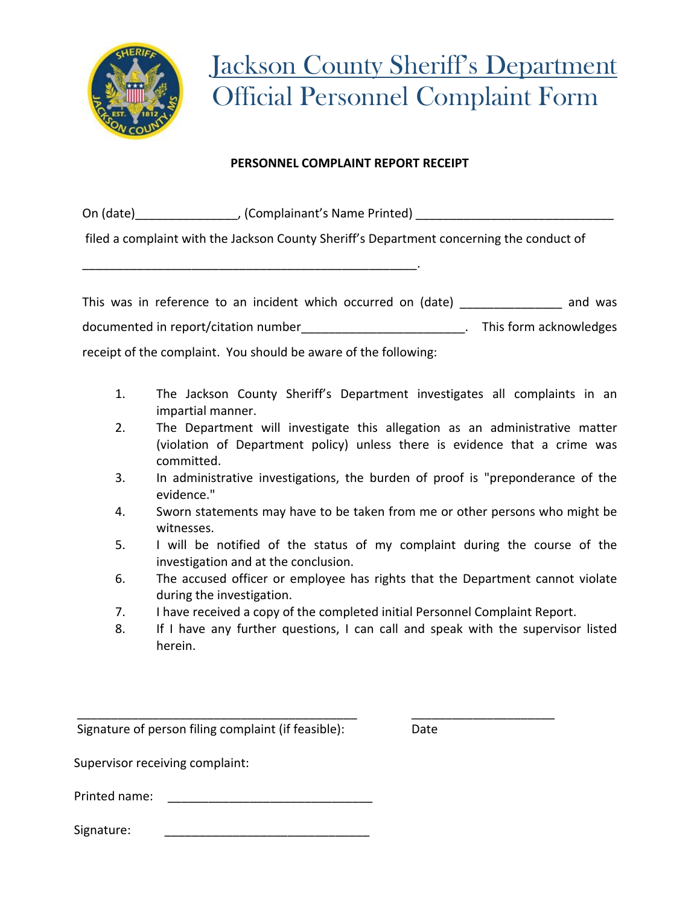# Jackson County Sheriff's Department
# Official Personnel Complaint Form

**PERSONNEL COMPLAINT REPORT RECEIPT**

On (date)_______________, (Complainant's Name Printed) _____________________________

filed a complaint with the Jackson County Sheriff's Department concerning the conduct of

___________________________________________________.

This was in reference to an incident which occurred on (date) ______________ and was documented in report/citation number_______________________. This form acknowledges receipt of the complaint. You should be aware of the following:

1. The Jackson County Sheriff's Department investigates all complaints in an impartial manner.
2. The Department will investigate this allegation as an administrative matter (violation of Department policy) unless there is evidence that a crime was committed.
3. In administrative investigations, the burden of proof is "preponderance of the evidence."
4. Sworn statements may have to be taken from me or other persons who might be witnesses.
5. I will be notified of the status of my complaint during the course of the investigation and at the conclusion.
6. The accused officer or employee has rights that the Department cannot violate during the investigation.
7. I have received a copy of the completed initial Personnel Complaint Report.
8. If I have any further questions, I can call and speak with the supervisor listed herein.

___________________________________________ _____________________

Signature of person filing complaint (if feasible): Date

Supervisor receiving complaint:

Printed name: ______________________________

Signature: ______________________________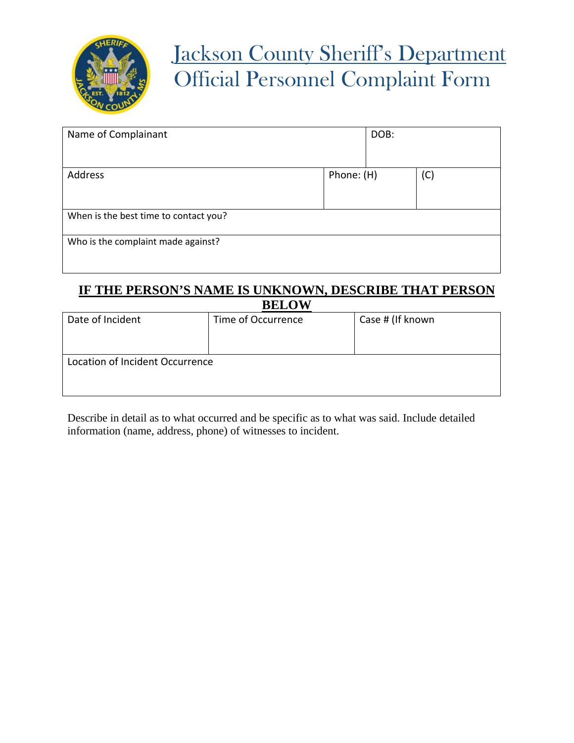# Jackson County Sheriff's Department
# Official Personnel Complaint Form

| Name of Complainant | | DOB: | |
|---|---|---|---|
| **Address** | **Phone: (H)** | | **(C)** |
| **When is the best time to contact you?** | | | |
| **Who is the complaint made against?** | | | |

**IF THE PERSON'S NAME IS UNKNOWN, DESCRIBE THAT PERSON BELOW**

| Date of Incident | Time of Occurrence | Case # (If known |
|---|---|---|
| **Location of Incident Occurrence** | | |

Describe in detail as to what occurred and be specific as to what was said. Include detailed information (name, address, phone) of witnesses to incident.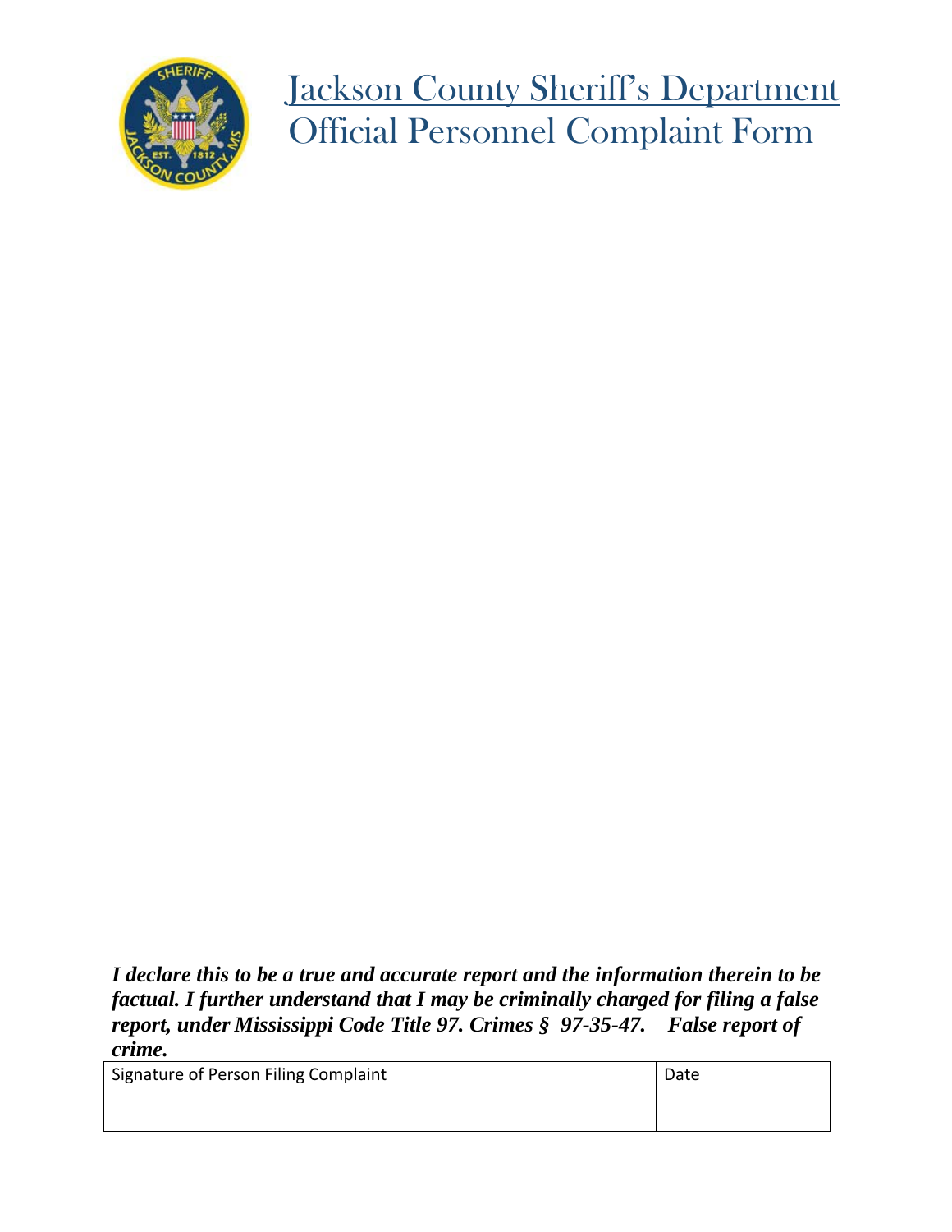# Jackson County Sheriff's Department
## Official Personnel Complaint Form

***I declare this to be a true and accurate report and the information therein to be factual. I further understand that I may be criminally charged for filing a false report, under Mississippi Code Title 97. Crimes § 97-35-47. False report of crime.***

| Signature of Person Filing Complaint | Date |
| --- | --- |
| | |